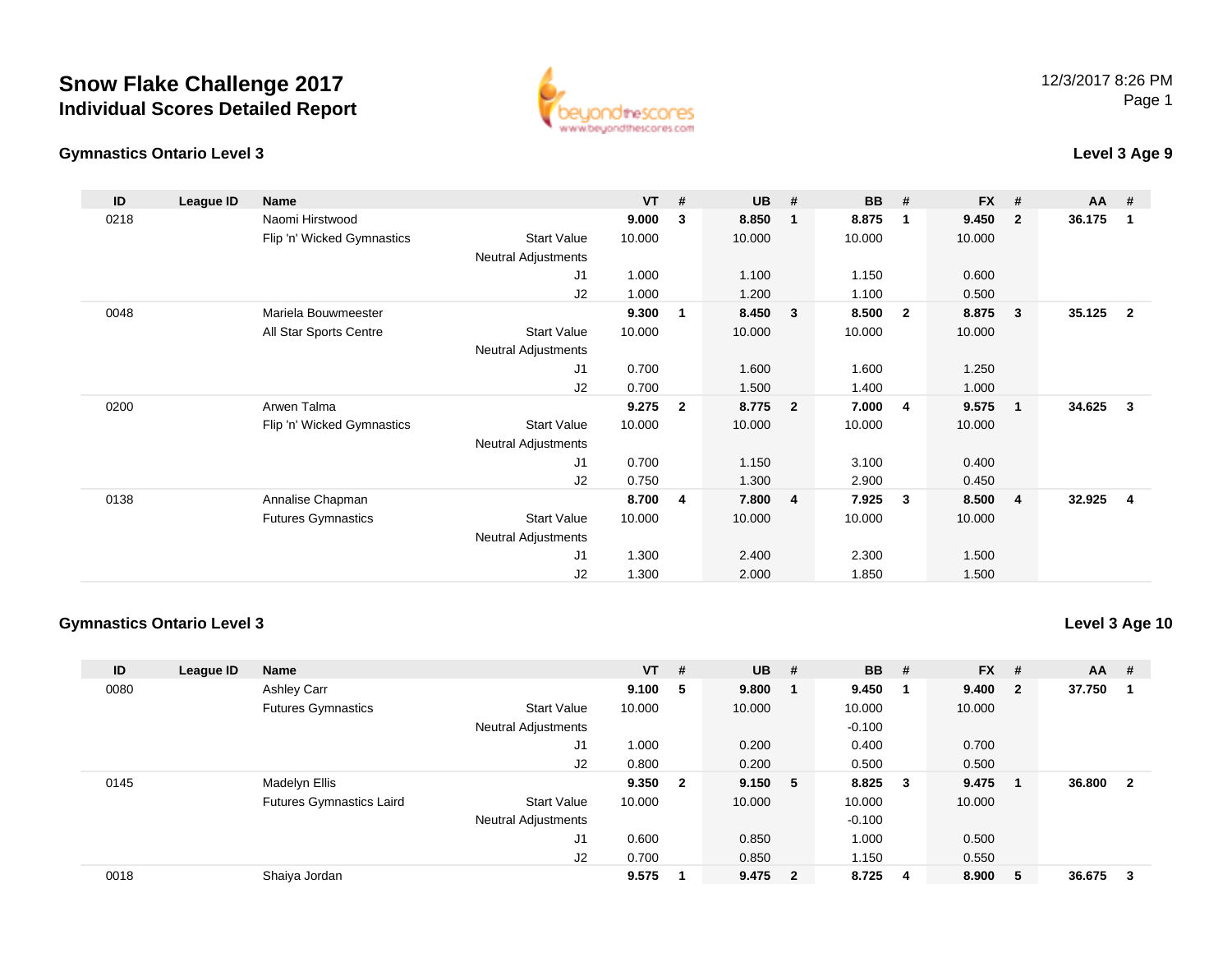# Snow Flake Challenge 2017
## Individual Scores Detailed Report

12/3/2017 8:26 PM

### Gymnastics Ontario Level 3

**Level 3 Age 9**

| ID | League ID | Name | | VT | # | UB | # | BB | # | FX | # | AA | # |
|---|---|---|---|---|---|---|---|---|---|---|---|---|---|
| 0218 | | Naomi Hirstwood | | **9.000** | **3** | **8.850** | **1** | **8.875** | **1** | **9.450** | **2** | **36.175** | **1** |
| | | Flip 'n' Wicked Gymnastics | Start Value | 10.000 | | 10.000 | | 10.000 | | 10.000 | | | |
| | | | Neutral Adjustments | | | | | | | | | | |
| | | | J1 | 1.000 | | 1.100 | | 1.150 | | 0.600 | | | |
| | | | J2 | 1.000 | | 1.200 | | 1.100 | | 0.500 | | | |
| 0048 | | Mariela Bouwmeester | | **9.300** | **1** | **8.450** | **3** | **8.500** | **2** | **8.875** | **3** | **35.125** | **2** |
| | | All Star Sports Centre | Start Value | 10.000 | | 10.000 | | 10.000 | | 10.000 | | | |
| | | | Neutral Adjustments | | | | | | | | | | |
| | | | J1 | 0.700 | | 1.600 | | 1.600 | | 1.250 | | | |
| | | | J2 | 0.700 | | 1.500 | | 1.400 | | 1.000 | | | |
| 0200 | | Arwen Talma | | **9.275** | **2** | **8.775** | **2** | **7.000** | **4** | **9.575** | **1** | **34.625** | **3** |
| | | Flip 'n' Wicked Gymnastics | Start Value | 10.000 | | 10.000 | | 10.000 | | 10.000 | | | |
| | | | Neutral Adjustments | | | | | | | | | | |
| | | | J1 | 0.700 | | 1.150 | | 3.100 | | 0.400 | | | |
| | | | J2 | 0.750 | | 1.300 | | 2.900 | | 0.450 | | | |
| 0138 | | Annalise Chapman | | **8.700** | **4** | **7.800** | **4** | **7.925** | **3** | **8.500** | **4** | **32.925** | **4** |
| | | Futures Gymnastics | Start Value | 10.000 | | 10.000 | | 10.000 | | 10.000 | | | |
| | | | Neutral Adjustments | | | | | | | | | | |
| | | | J1 | 1.300 | | 2.400 | | 2.300 | | 1.500 | | | |
| | | | J2 | 1.300 | | 2.000 | | 1.850 | | 1.500 | | | |

### Gymnastics Ontario Level 3

**Level 3 Age 10**

| ID | League ID | Name | | VT | # | UB | # | BB | # | FX | # | AA | # |
|---|---|---|---|---|---|---|---|---|---|---|---|---|---|
| 0080 | | Ashley Carr | | **9.100** | **5** | **9.800** | **1** | **9.450** | **1** | **9.400** | **2** | **37.750** | **1** |
| | | Futures Gymnastics | Start Value | 10.000 | | 10.000 | | 10.000 | | 10.000 | | | |
| | | | Neutral Adjustments | | | | | -0.100 | | | | | |
| | | | J1 | 1.000 | | 0.200 | | 0.400 | | 0.700 | | | |
| | | | J2 | 0.800 | | 0.200 | | 0.500 | | 0.500 | | | |
| 0145 | | Madelyn Ellis | | **9.350** | **2** | **9.150** | **5** | **8.825** | **3** | **9.475** | **1** | **36.800** | **2** |
| | | Futures Gymnastics Laird | Start Value | 10.000 | | 10.000 | | 10.000 | | 10.000 | | | |
| | | | Neutral Adjustments | | | | | -0.100 | | | | | |
| | | | J1 | 0.600 | | 0.850 | | 1.000 | | 0.500 | | | |
| | | | J2 | 0.700 | | 0.850 | | 1.150 | | 0.550 | | | |
| 0018 | | Shaiya Jordan | | **9.575** | **1** | **9.475** | **2** | **8.725** | **4** | **8.900** | **5** | **36.675** | **3** |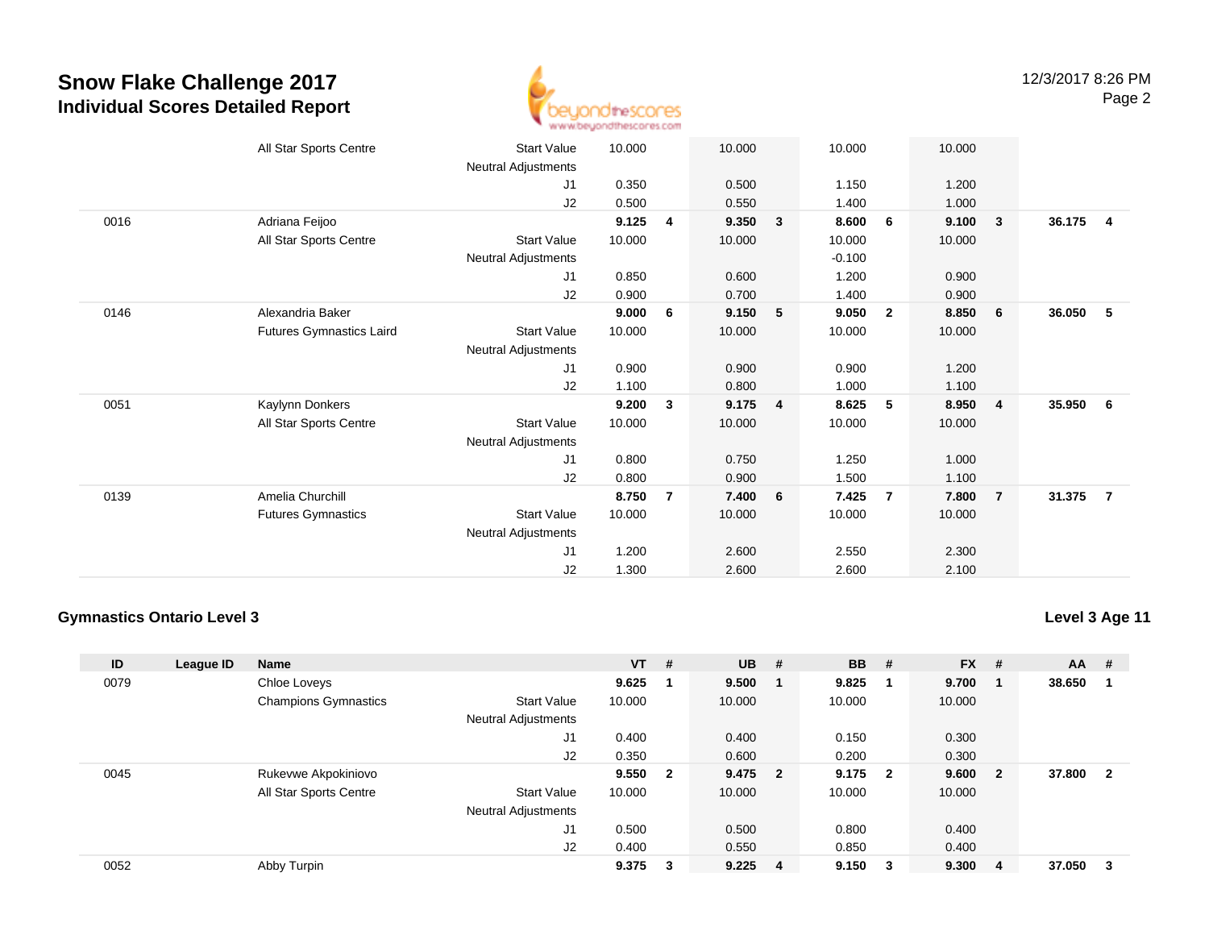# Snow Flake Challenge 2017
## Individual Scores Detailed Report

12/3/2017 8:26 PM

| ID | League ID | Name | | VT | # | UB | # | BB | # | FX | # | AA | # |
|---|---|---|---|---|---|---|---|---|---|---|---|---|---|
| | | All Star Sports Centre | Start Value | 10.000 | | 10.000 | | 10.000 | | 10.000 | | | |
| | | | Neutral Adjustments | | | | | | | | | | |
| | | | J1 | 0.350 | | 0.500 | | 1.150 | | 1.200 | | | |
| | | | J2 | 0.500 | | 0.550 | | 1.400 | | 1.000 | | | |
| 0016 | | Adriana Feijoo | | **9.125** | **4** | **9.350** | **3** | **8.600** | **6** | **9.100** | **3** | **36.175** | **4** |
| | | All Star Sports Centre | Start Value | 10.000 | | 10.000 | | 10.000 | | 10.000 | | | |
| | | | Neutral Adjustments | | | | | -0.100 | | | | | |
| | | | J1 | 0.850 | | 0.600 | | 1.200 | | 0.900 | | | |
| | | | J2 | 0.900 | | 0.700 | | 1.400 | | 0.900 | | | |
| 0146 | | Alexandria Baker | | **9.000** | **6** | **9.150** | **5** | **9.050** | **2** | **8.850** | **6** | **36.050** | **5** |
| | | Futures Gymnastics Laird | Start Value | 10.000 | | 10.000 | | 10.000 | | 10.000 | | | |
| | | | Neutral Adjustments | | | | | | | | | | |
| | | | J1 | 0.900 | | 0.900 | | 0.900 | | 1.200 | | | |
| | | | J2 | 1.100 | | 0.800 | | 1.000 | | 1.100 | | | |
| 0051 | | Kaylynn Donkers | | **9.200** | **3** | **9.175** | **4** | **8.625** | **5** | **8.950** | **4** | **35.950** | **6** |
| | | All Star Sports Centre | Start Value | 10.000 | | 10.000 | | 10.000 | | 10.000 | | | |
| | | | Neutral Adjustments | | | | | | | | | | |
| | | | J1 | 0.800 | | 0.750 | | 1.250 | | 1.000 | | | |
| | | | J2 | 0.800 | | 0.900 | | 1.500 | | 1.100 | | | |
| 0139 | | Amelia Churchill | | **8.750** | **7** | **7.400** | **6** | **7.425** | **7** | **7.800** | **7** | **31.375** | **7** |
| | | Futures Gymnastics | Start Value | 10.000 | | 10.000 | | 10.000 | | 10.000 | | | |
| | | | Neutral Adjustments | | | | | | | | | | |
| | | | J1 | 1.200 | | 2.600 | | 2.550 | | 2.300 | | | |
| | | | J2 | 1.300 | | 2.600 | | 2.600 | | 2.100 | | | |

### Gymnastics Ontario Level 3

**Level 3 Age 11**

| ID | League ID | Name | | VT | # | UB | # | BB | # | FX | # | AA | # |
|---|---|---|---|---|---|---|---|---|---|---|---|---|---|
| 0079 | | Chloe Loveys | | **9.625** | **1** | **9.500** | **1** | **9.825** | **1** | **9.700** | **1** | **38.650** | **1** |
| | | Champions Gymnastics | Start Value | 10.000 | | 10.000 | | 10.000 | | 10.000 | | | |
| | | | Neutral Adjustments | | | | | | | | | | |
| | | | J1 | 0.400 | | 0.400 | | 0.150 | | 0.300 | | | |
| | | | J2 | 0.350 | | 0.600 | | 0.200 | | 0.300 | | | |
| 0045 | | Rukevwe Akpokiniovo | | **9.550** | **2** | **9.475** | **2** | **9.175** | **2** | **9.600** | **2** | **37.800** | **2** |
| | | All Star Sports Centre | Start Value | 10.000 | | 10.000 | | 10.000 | | 10.000 | | | |
| | | | Neutral Adjustments | | | | | | | | | | |
| | | | J1 | 0.500 | | 0.500 | | 0.800 | | 0.400 | | | |
| | | | J2 | 0.400 | | 0.550 | | 0.850 | | 0.400 | | | |
| 0052 | | Abby Turpin | | **9.375** | **3** | **9.225** | **4** | **9.150** | **3** | **9.300** | **4** | **37.050** | **3** |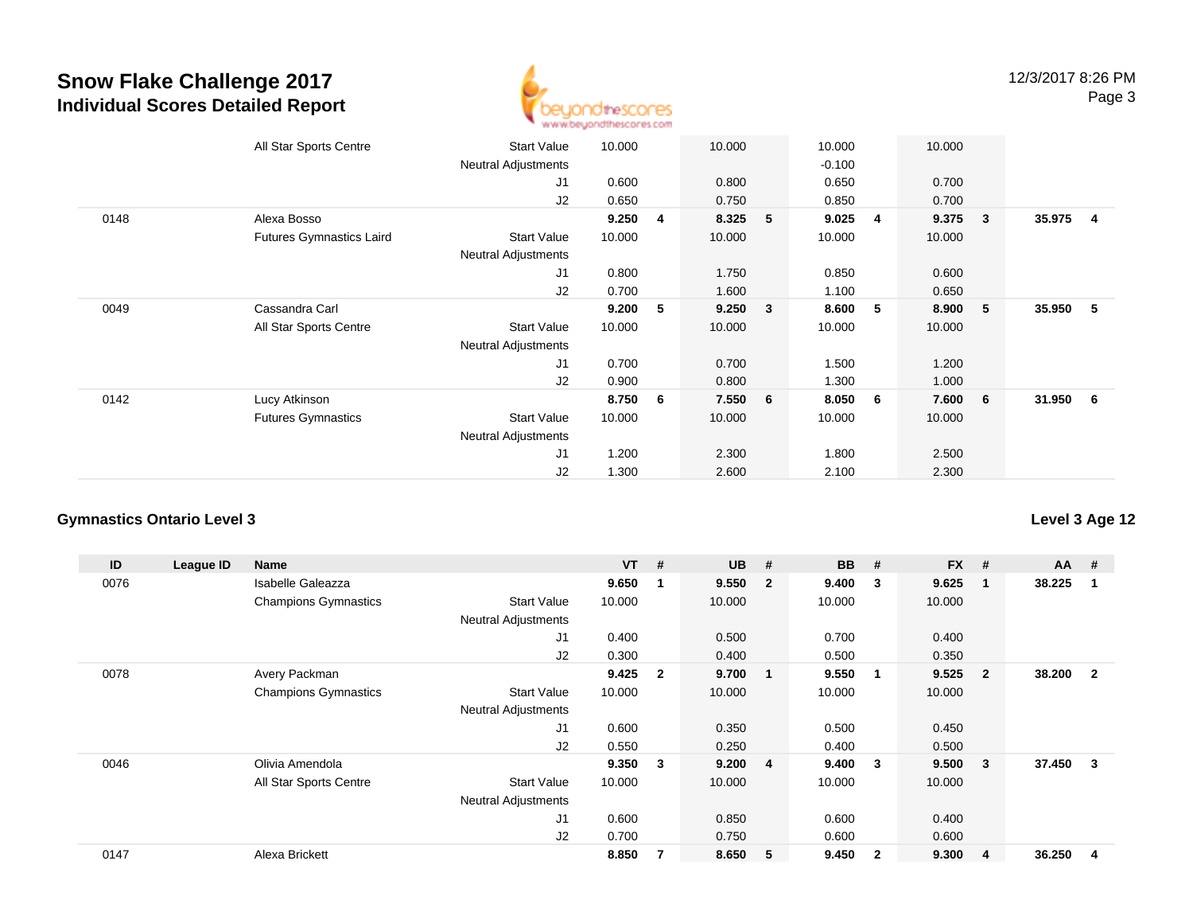# Snow Flake Challenge 2017
## Individual Scores Detailed Report

12/3/2017 8:26 PM

| ID | League ID | Name | | VT | # | UB | # | BB | # | FX | # | AA | # |
|---|---|---|---|---|---|---|---|---|---|---|---|---|---|
| | | All Star Sports Centre | Start Value | 10.000 | | 10.000 | | 10.000 | | 10.000 | | | |
| | | | Neutral Adjustments | | | | | -0.100 | | | | | |
| | | | J1 | 0.600 | | 0.800 | | 0.650 | | 0.700 | | | |
| | | | J2 | 0.650 | | 0.750 | | 0.850 | | 0.700 | | | |
| 0148 | | Alexa Bosso | | **9.250** | **4** | **8.325** | **5** | **9.025** | **4** | **9.375** | **3** | **35.975** | **4** |
| | | Futures Gymnastics Laird | Start Value | 10.000 | | 10.000 | | 10.000 | | 10.000 | | | |
| | | | Neutral Adjustments | | | | | | | | | | |
| | | | J1 | 0.800 | | 1.750 | | 0.850 | | 0.600 | | | |
| | | | J2 | 0.700 | | 1.600 | | 1.100 | | 0.650 | | | |
| 0049 | | Cassandra Carl | | **9.200** | **5** | **9.250** | **3** | **8.600** | **5** | **8.900** | **5** | **35.950** | **5** |
| | | All Star Sports Centre | Start Value | 10.000 | | 10.000 | | 10.000 | | 10.000 | | | |
| | | | Neutral Adjustments | | | | | | | | | | |
| | | | J1 | 0.700 | | 0.700 | | 1.500 | | 1.200 | | | |
| | | | J2 | 0.900 | | 0.800 | | 1.300 | | 1.000 | | | |
| 0142 | | Lucy Atkinson | | **8.750** | **6** | **7.550** | **6** | **8.050** | **6** | **7.600** | **6** | **31.950** | **6** |
| | | Futures Gymnastics | Start Value | 10.000 | | 10.000 | | 10.000 | | 10.000 | | | |
| | | | Neutral Adjustments | | | | | | | | | | |
| | | | J1 | 1.200 | | 2.300 | | 1.800 | | 2.500 | | | |
| | | | J2 | 1.300 | | 2.600 | | 2.100 | | 2.300 | | | |

### Gymnastics Ontario Level 3

**Level 3 Age 12**

| ID | League ID | Name | | VT | # | UB | # | BB | # | FX | # | AA | # |
|---|---|---|---|---|---|---|---|---|---|---|---|---|---|
| 0076 | | Isabelle Galeazza | | **9.650** | **1** | **9.550** | **2** | **9.400** | **3** | **9.625** | **1** | **38.225** | **1** |
| | | Champions Gymnastics | Start Value | 10.000 | | 10.000 | | 10.000 | | 10.000 | | | |
| | | | Neutral Adjustments | | | | | | | | | | |
| | | | J1 | 0.400 | | 0.500 | | 0.700 | | 0.400 | | | |
| | | | J2 | 0.300 | | 0.400 | | 0.500 | | 0.350 | | | |
| 0078 | | Avery Packman | | **9.425** | **2** | **9.700** | **1** | **9.550** | **1** | **9.525** | **2** | **38.200** | **2** |
| | | Champions Gymnastics | Start Value | 10.000 | | 10.000 | | 10.000 | | 10.000 | | | |
| | | | Neutral Adjustments | | | | | | | | | | |
| | | | J1 | 0.600 | | 0.350 | | 0.500 | | 0.450 | | | |
| | | | J2 | 0.550 | | 0.250 | | 0.400 | | 0.500 | | | |
| 0046 | | Olivia Amendola | | **9.350** | **3** | **9.200** | **4** | **9.400** | **3** | **9.500** | **3** | **37.450** | **3** |
| | | All Star Sports Centre | Start Value | 10.000 | | 10.000 | | 10.000 | | 10.000 | | | |
| | | | Neutral Adjustments | | | | | | | | | | |
| | | | J1 | 0.600 | | 0.850 | | 0.600 | | 0.400 | | | |
| | | | J2 | 0.700 | | 0.750 | | 0.600 | | 0.600 | | | |
| 0147 | | Alexa Brickett | | **8.850** | **7** | **8.650** | **5** | **9.450** | **2** | **9.300** | **4** | **36.250** | **4** |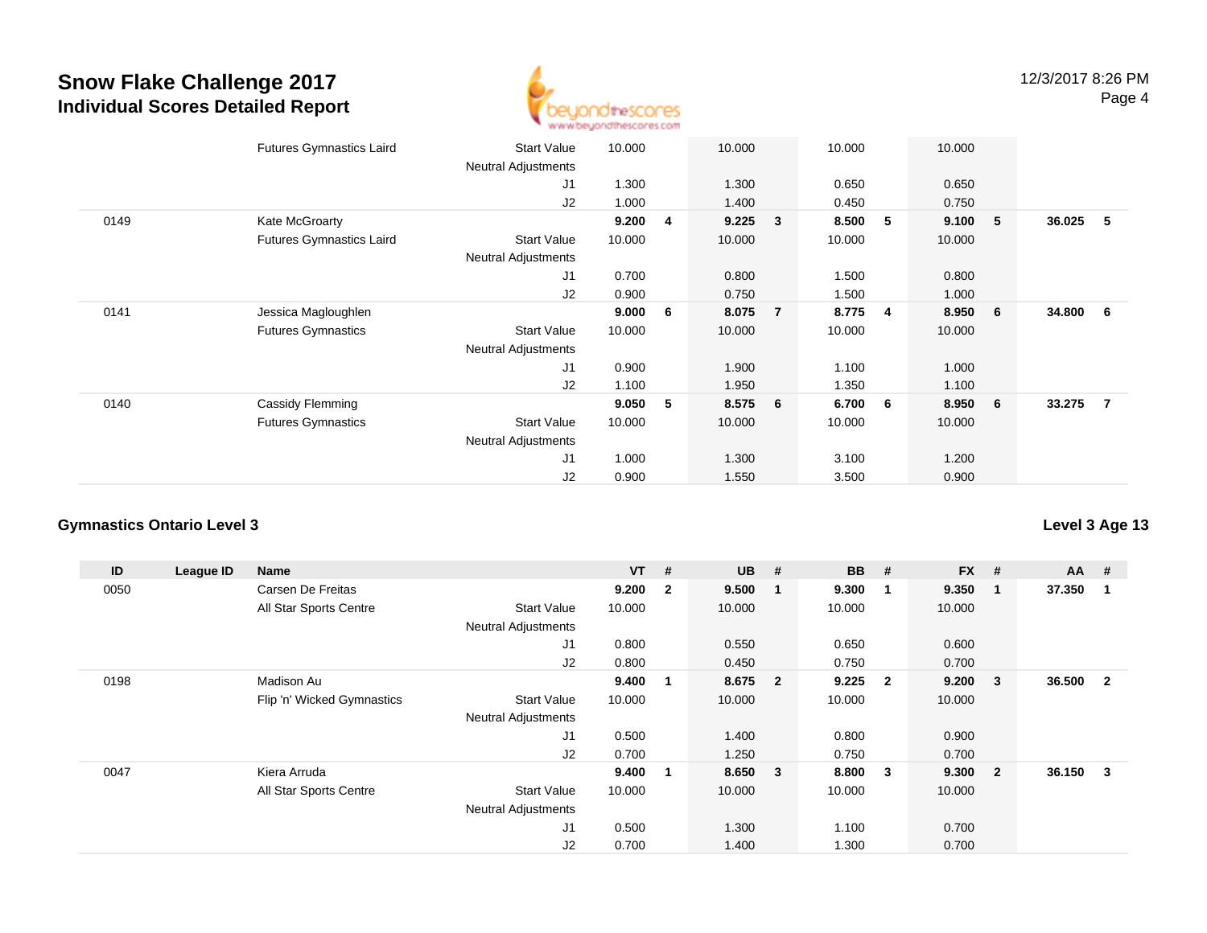# Snow Flake Challenge 2017

## Individual Scores Detailed Report

12/3/2017 8:26 PM

| ID | League ID | Name | | VT | # | UB | # | BB | # | FX | # | AA | # |
|---|---|---|---|---|---|---|---|---|---|---|---|---|---|
| | | Futures Gymnastics Laird | Start Value | 10.000 | | 10.000 | | 10.000 | | 10.000 | | | |
| | | | Neutral Adjustments | | | | | | | | | | |
| | | | J1 | 1.300 | | 1.300 | | 0.650 | | 0.650 | | | |
| | | | J2 | 1.000 | | 1.400 | | 0.450 | | 0.750 | | | |
| 0149 | | Kate McGroarty | | **9.200** | **4** | **9.225** | **3** | **8.500** | **5** | **9.100** | **5** | **36.025** | **5** |
| | | Futures Gymnastics Laird | Start Value | 10.000 | | 10.000 | | 10.000 | | 10.000 | | | |
| | | | Neutral Adjustments | | | | | | | | | | |
| | | | J1 | 0.700 | | 0.800 | | 1.500 | | 0.800 | | | |
| | | | J2 | 0.900 | | 0.750 | | 1.500 | | 1.000 | | | |
| 0141 | | Jessica Magloughlen | | **9.000** | **6** | **8.075** | **7** | **8.775** | **4** | **8.950** | **6** | **34.800** | **6** |
| | | Futures Gymnastics | Start Value | 10.000 | | 10.000 | | 10.000 | | 10.000 | | | |
| | | | Neutral Adjustments | | | | | | | | | | |
| | | | J1 | 0.900 | | 1.900 | | 1.100 | | 1.000 | | | |
| | | | J2 | 1.100 | | 1.950 | | 1.350 | | 1.100 | | | |
| 0140 | | Cassidy Flemming | | **9.050** | **5** | **8.575** | **6** | **6.700** | **6** | **8.950** | **6** | **33.275** | **7** |
| | | Futures Gymnastics | Start Value | 10.000 | | 10.000 | | 10.000 | | 10.000 | | | |
| | | | Neutral Adjustments | | | | | | | | | | |
| | | | J1 | 1.000 | | 1.300 | | 3.100 | | 1.200 | | | |
| | | | J2 | 0.900 | | 1.550 | | 3.500 | | 0.900 | | | |

### Gymnastics Ontario Level 3

**Level 3 Age 13**

| ID | League ID | Name | | VT | # | UB | # | BB | # | FX | # | AA | # |
|---|---|---|---|---|---|---|---|---|---|---|---|---|---|
| 0050 | | Carsen De Freitas | | **9.200** | **2** | **9.500** | **1** | **9.300** | **1** | **9.350** | **1** | **37.350** | **1** |
| | | All Star Sports Centre | Start Value | 10.000 | | 10.000 | | 10.000 | | 10.000 | | | |
| | | | Neutral Adjustments | | | | | | | | | | |
| | | | J1 | 0.800 | | 0.550 | | 0.650 | | 0.600 | | | |
| | | | J2 | 0.800 | | 0.450 | | 0.750 | | 0.700 | | | |
| 0198 | | Madison Au | | **9.400** | **1** | **8.675** | **2** | **9.225** | **2** | **9.200** | **3** | **36.500** | **2** |
| | | Flip 'n' Wicked Gymnastics | Start Value | 10.000 | | 10.000 | | 10.000 | | 10.000 | | | |
| | | | Neutral Adjustments | | | | | | | | | | |
| | | | J1 | 0.500 | | 1.400 | | 0.800 | | 0.900 | | | |
| | | | J2 | 0.700 | | 1.250 | | 0.750 | | 0.700 | | | |
| 0047 | | Kiera Arruda | | **9.400** | **1** | **8.650** | **3** | **8.800** | **3** | **9.300** | **2** | **36.150** | **3** |
| | | All Star Sports Centre | Start Value | 10.000 | | 10.000 | | 10.000 | | 10.000 | | | |
| | | | Neutral Adjustments | | | | | | | | | | |
| | | | J1 | 0.500 | | 1.300 | | 1.100 | | 0.700 | | | |
| | | | J2 | 0.700 | | 1.400 | | 1.300 | | 0.700 | | | |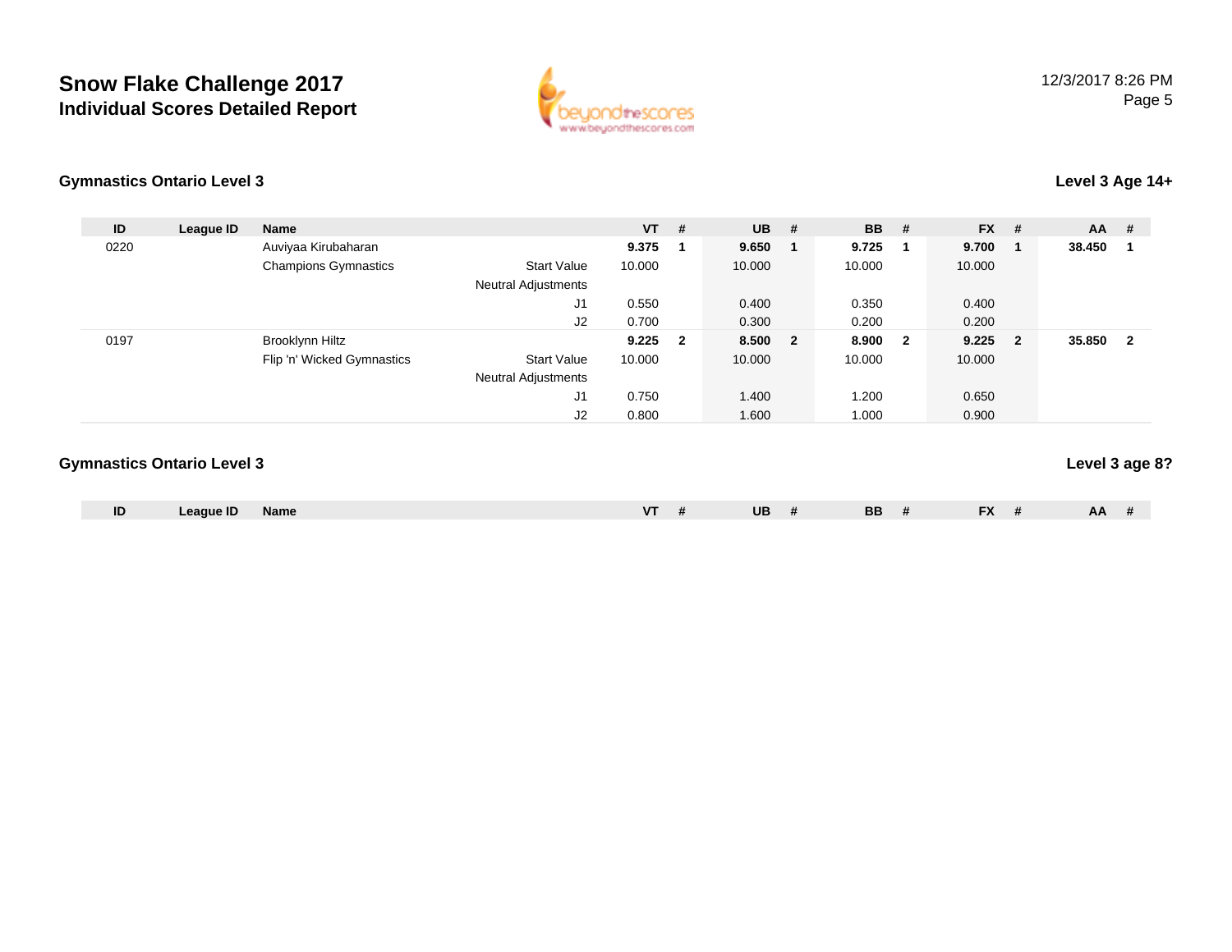# Snow Flake Challenge 2017
## Individual Scores Detailed Report

### Gymnastics Ontario Level 3

**Level 3 Age 14+**

| ID | League ID | Name | | VT | # | UB | # | BB | # | FX | # | AA | # |
|---|---|---|---|---|---|---|---|---|---|---|---|---|---|
| 0220 | | Auviyaa Kirubaharan | | **9.375** | **1** | **9.650** | **1** | **9.725** | **1** | **9.700** | **1** | **38.450** | **1** |
| | | Champions Gymnastics | Start Value | 10.000 | | 10.000 | | 10.000 | | 10.000 | | | |
| | | | Neutral Adjustments | | | | | | | | | | |
| | | | J1 | 0.550 | | 0.400 | | 0.350 | | 0.400 | | | |
| | | | J2 | 0.700 | | 0.300 | | 0.200 | | 0.200 | | | |
| 0197 | | Brooklynn Hiltz | | **9.225** | **2** | **8.500** | **2** | **8.900** | **2** | **9.225** | **2** | **35.850** | **2** |
| | | Flip 'n' Wicked Gymnastics | Start Value | 10.000 | | 10.000 | | 10.000 | | 10.000 | | | |
| | | | Neutral Adjustments | | | | | | | | | | |
| | | | J1 | 0.750 | | 1.400 | | 1.200 | | 0.650 | | | |
| | | | J2 | 0.800 | | 1.600 | | 1.000 | | 0.900 | | | |

### Gymnastics Ontario Level 3

**Level 3 age 8?**

| ID | League ID | Name | VT | # | UB | # | BB | # | FX | # | AA | # |
|---|---|---|---|---|---|---|---|---|---|---|---|---|